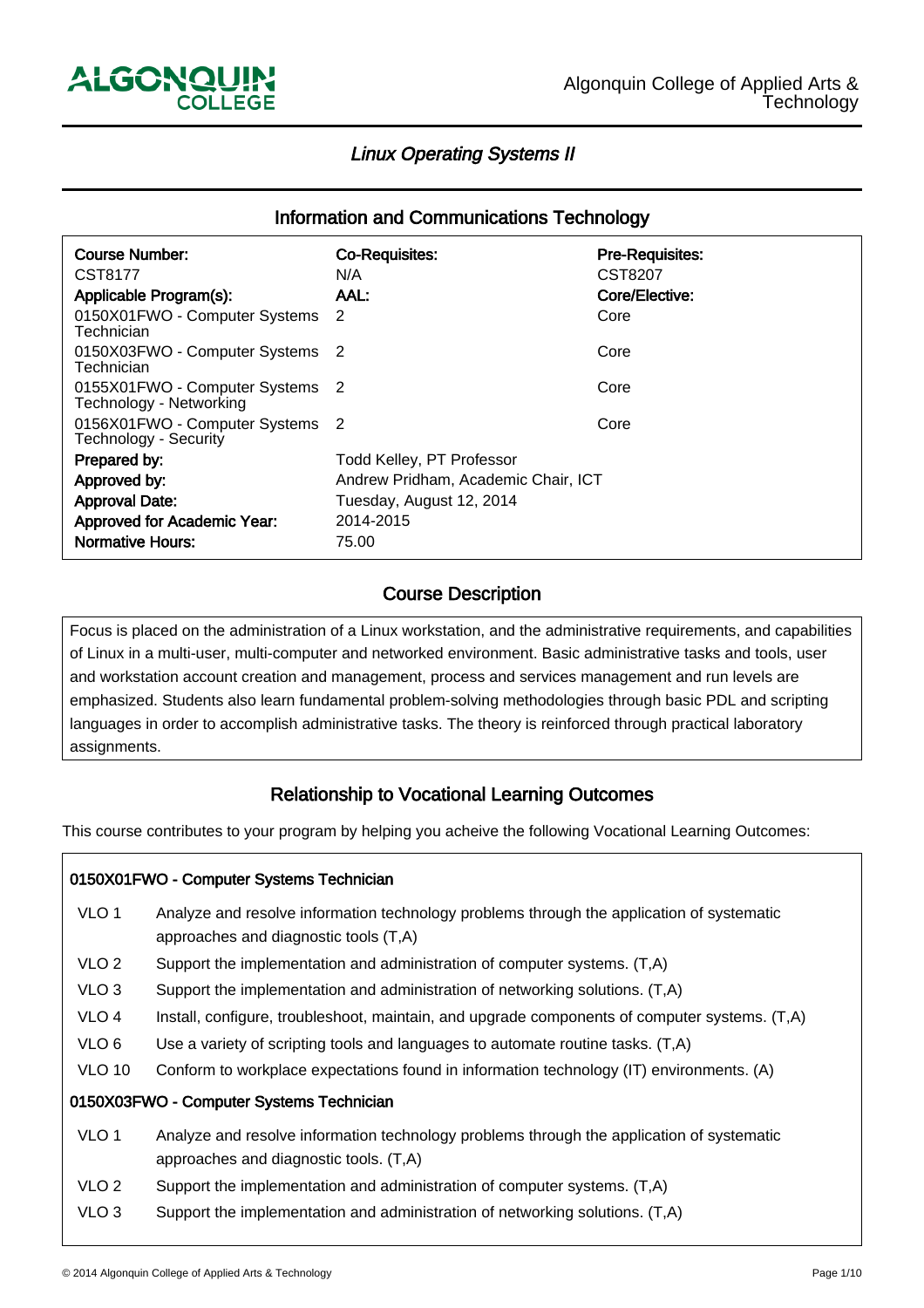Algonquin College of Applied Arts & Technology

# *Linux Operating Systems II*

## Information and Communications Technology

| Course Number: | Co-Requisites: | Pre-Requisites: |
|---|---|---|
| CST8177 | N/A | CST8207 |
| **Applicable Program(s):** | **AAL:** | **Core/Elective:** |
| 0150X01FWO - Computer Systems Technician | 2 | Core |
| 0150X03FWO - Computer Systems Technician | 2 | Core |
| 0155X01FWO - Computer Systems Technology - Networking | 2 | Core |
| 0156X01FWO - Computer Systems Technology - Security | 2 | Core |
| **Prepared by:** | Todd Kelley, PT Professor | |
| **Approved by:** | Andrew Pridham, Academic Chair, ICT | |
| **Approval Date:** | Tuesday, August 12, 2014 | |
| **Approved for Academic Year:** | 2014-2015 | |
| **Normative Hours:** | 75.00 | |

## Course Description

Focus is placed on the administration of a Linux workstation, and the administrative requirements, and capabilities of Linux in a multi-user, multi-computer and networked environment. Basic administrative tasks and tools, user and workstation account creation and management, process and services management and run levels are emphasized. Students also learn fundamental problem-solving methodologies through basic PDL and scripting languages in order to accomplish administrative tasks. The theory is reinforced through practical laboratory assignments.

## Relationship to Vocational Learning Outcomes

This course contributes to your program by helping you acheive the following Vocational Learning Outcomes:

### 0150X01FWO - Computer Systems Technician

| | |
|---|---|
| VLO 1 | Analyze and resolve information technology problems through the application of systematic approaches and diagnostic tools (T,A) |
| VLO 2 | Support the implementation and administration of computer systems. (T,A) |
| VLO 3 | Support the implementation and administration of networking solutions. (T,A) |
| VLO 4 | Install, configure, troubleshoot, maintain, and upgrade components of computer systems. (T,A) |
| VLO 6 | Use a variety of scripting tools and languages to automate routine tasks. (T,A) |
| VLO 10 | Conform to workplace expectations found in information technology (IT) environments. (A) |

### 0150X03FWO - Computer Systems Technician

| | |
|---|---|
| VLO 1 | Analyze and resolve information technology problems through the application of systematic approaches and diagnostic tools. (T,A) |
| VLO 2 | Support the implementation and administration of computer systems. (T,A) |
| VLO 3 | Support the implementation and administration of networking solutions. (T,A) |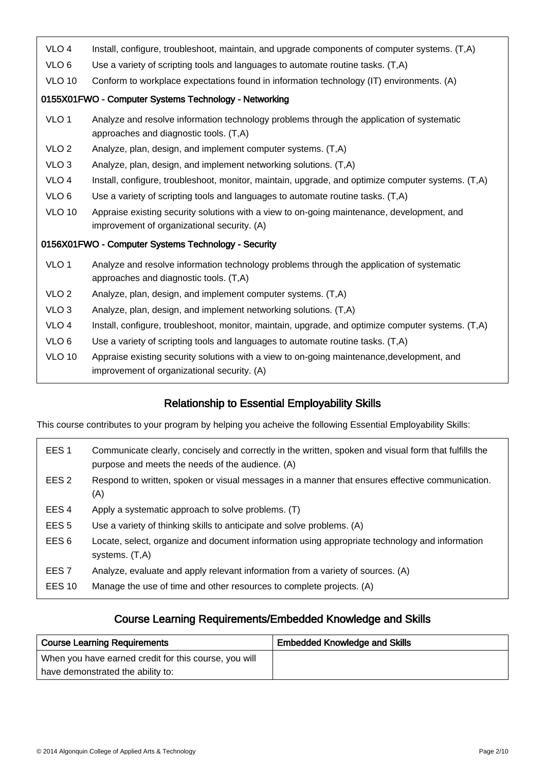| | |
|---|---|
| VLO 4 | Install, configure, troubleshoot, maintain, and upgrade components of computer systems. (T,A) |
| VLO 6 | Use a variety of scripting tools and languages to automate routine tasks. (T,A) |
| VLO 10 | Conform to workplace expectations found in information technology (IT) environments. (A) |

**0155X01FWO - Computer Systems Technology - Networking**

| | |
|---|---|
| VLO 1 | Analyze and resolve information technology problems through the application of systematic approaches and diagnostic tools. (T,A) |
| VLO 2 | Analyze, plan, design, and implement computer systems. (T,A) |
| VLO 3 | Analyze, plan, design, and implement networking solutions. (T,A) |
| VLO 4 | Install, configure, troubleshoot, monitor, maintain, upgrade, and optimize computer systems. (T,A) |
| VLO 6 | Use a variety of scripting tools and languages to automate routine tasks. (T,A) |
| VLO 10 | Appraise existing security solutions with a view to on-going maintenance, development, and improvement of organizational security. (A) |

**0156X01FWO - Computer Systems Technology - Security**

| | |
|---|---|
| VLO 1 | Analyze and resolve information technology problems through the application of systematic approaches and diagnostic tools. (T,A) |
| VLO 2 | Analyze, plan, design, and implement computer systems. (T,A) |
| VLO 3 | Analyze, plan, design, and implement networking solutions. (T,A) |
| VLO 4 | Install, configure, troubleshoot, monitor, maintain, upgrade, and optimize computer systems. (T,A) |
| VLO 6 | Use a variety of scripting tools and languages to automate routine tasks. (T,A) |
| VLO 10 | Appraise existing security solutions with a view to on-going maintenance,development, and improvement of organizational security. (A) |

## Relationship to Essential Employability Skills

This course contributes to your program by helping you acheive the following Essential Employability Skills:

| | |
|---|---|
| EES 1 | Communicate clearly, concisely and correctly in the written, spoken and visual form that fulfills the purpose and meets the needs of the audience. (A) |
| EES 2 | Respond to written, spoken or visual messages in a manner that ensures effective communication. (A) |
| EES 4 | Apply a systematic approach to solve problems. (T) |
| EES 5 | Use a variety of thinking skills to anticipate and solve problems. (A) |
| EES 6 | Locate, select, organize and document information using appropriate technology and information systems. (T,A) |
| EES 7 | Analyze, evaluate and apply relevant information from a variety of sources. (A) |
| EES 10 | Manage the use of time and other resources to complete projects. (A) |

## Course Learning Requirements/Embedded Knowledge and Skills

| Course Learning Requirements | Embedded Knowledge and Skills |
|---|---|
| When you have earned credit for this course, you will have demonstrated the ability to: | |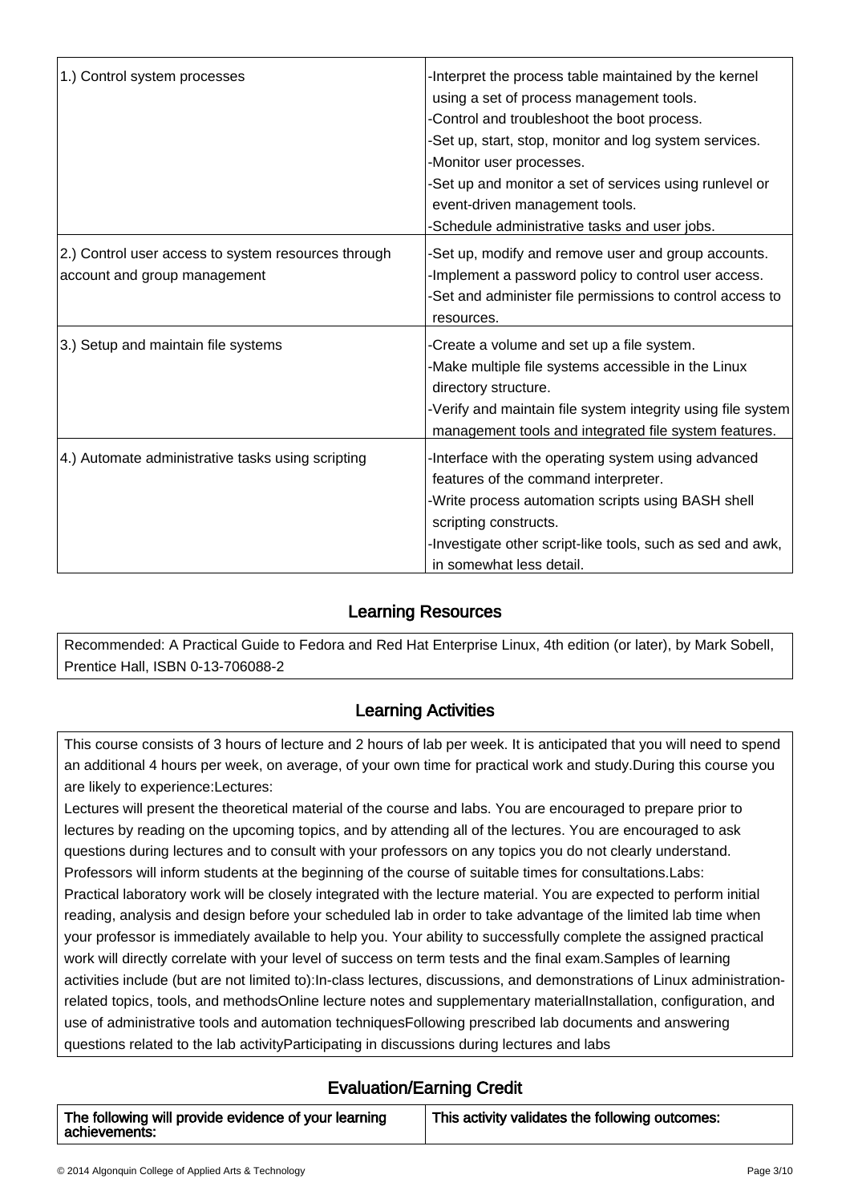| | |
|---|---|
| 1.) Control system processes | -Interpret the process table maintained by the kernel using a set of process management tools.<br>-Control and troubleshoot the boot process.<br>-Set up, start, stop, monitor and log system services.<br>-Monitor user processes.<br>-Set up and monitor a set of services using runlevel or event-driven management tools.<br>-Schedule administrative tasks and user jobs. |
| 2.) Control user access to system resources through account and group management | -Set up, modify and remove user and group accounts.<br>-Implement a password policy to control user access.<br>-Set and administer file permissions to control access to resources. |
| 3.) Setup and maintain file systems | -Create a volume and set up a file system.<br>-Make multiple file systems accessible in the Linux directory structure.<br>-Verify and maintain file system integrity using file system management tools and integrated file system features. |
| 4.) Automate administrative tasks using scripting | -Interface with the operating system using advanced features of the command interpreter.<br>-Write process automation scripts using BASH shell scripting constructs.<br>-Investigate other script-like tools, such as sed and awk, in somewhat less detail. |

## Learning Resources

Recommended: A Practical Guide to Fedora and Red Hat Enterprise Linux, 4th edition (or later), by Mark Sobell, Prentice Hall, ISBN 0-13-706088-2

## Learning Activities

This course consists of 3 hours of lecture and 2 hours of lab per week. It is anticipated that you will need to spend an additional 4 hours per week, on average, of your own time for practical work and study.During this course you are likely to experience:Lectures:

Lectures will present the theoretical material of the course and labs. You are encouraged to prepare prior to lectures by reading on the upcoming topics, and by attending all of the lectures. You are encouraged to ask questions during lectures and to consult with your professors on any topics you do not clearly understand. Professors will inform students at the beginning of the course of suitable times for consultations.Labs:

Practical laboratory work will be closely integrated with the lecture material. You are expected to perform initial reading, analysis and design before your scheduled lab in order to take advantage of the limited lab time when your professor is immediately available to help you. Your ability to successfully complete the assigned practical work will directly correlate with your level of success on term tests and the final exam.Samples of learning activities include (but are not limited to):In-class lectures, discussions, and demonstrations of Linux administration-related topics, tools, and methodsOnline lecture notes and supplementary materialInstallation, configuration, and use of administrative tools and automation techniquesFollowing prescribed lab documents and answering questions related to the lab activityParticipating in discussions during lectures and labs

## Evaluation/Earning Credit

| The following will provide evidence of your learning achievements: | This activity validates the following outcomes: |
|---|---|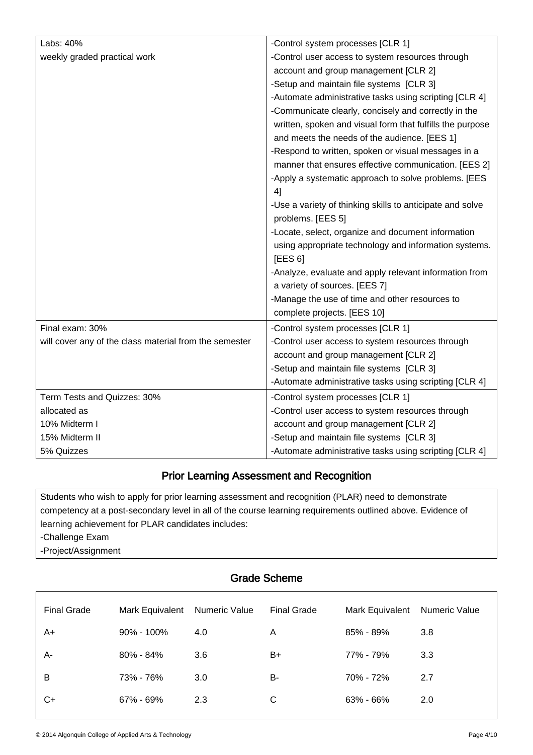| | |
|---|---|
| Labs: 40%<br>weekly graded practical work | -Control system processes [CLR 1]<br>-Control user access to system resources through account and group management [CLR 2]<br>-Setup and maintain file systems [CLR 3]<br>-Automate administrative tasks using scripting [CLR 4]<br>-Communicate clearly, concisely and correctly in the written, spoken and visual form that fulfills the purpose and meets the needs of the audience. [EES 1]<br>-Respond to written, spoken or visual messages in a manner that ensures effective communication. [EES 2]<br>-Apply a systematic approach to solve problems. [EES 4]<br>-Use a variety of thinking skills to anticipate and solve problems. [EES 5]<br>-Locate, select, organize and document information using appropriate technology and information systems. [EES 6]<br>-Analyze, evaluate and apply relevant information from a variety of sources. [EES 7]<br>-Manage the use of time and other resources to complete projects. [EES 10] |
| Final exam: 30%<br>will cover any of the class material from the semester | -Control system processes [CLR 1]<br>-Control user access to system resources through account and group management [CLR 2]<br>-Setup and maintain file systems [CLR 3]<br>-Automate administrative tasks using scripting [CLR 4] |
| Term Tests and Quizzes: 30%<br>allocated as<br>10% Midterm I<br>15% Midterm II<br>5% Quizzes | -Control system processes [CLR 1]<br>-Control user access to system resources through account and group management [CLR 2]<br>-Setup and maintain file systems [CLR 3]<br>-Automate administrative tasks using scripting [CLR 4] |

## Prior Learning Assessment and Recognition

Students who wish to apply for prior learning assessment and recognition (PLAR) need to demonstrate competency at a post-secondary level in all of the course learning requirements outlined above. Evidence of learning achievement for PLAR candidates includes:
-Challenge Exam
-Project/Assignment

## Grade Scheme

| Final Grade | Mark Equivalent | Numeric Value | Final Grade | Mark Equivalent | Numeric Value |
|---|---|---|---|---|---|
| A+ | 90% - 100% | 4.0 | A | 85% - 89% | 3.8 |
| A- | 80% - 84% | 3.6 | B+ | 77% - 79% | 3.3 |
| B | 73% - 76% | 3.0 | B- | 70% - 72% | 2.7 |
| C+ | 67% - 69% | 2.3 | C | 63% - 66% | 2.0 |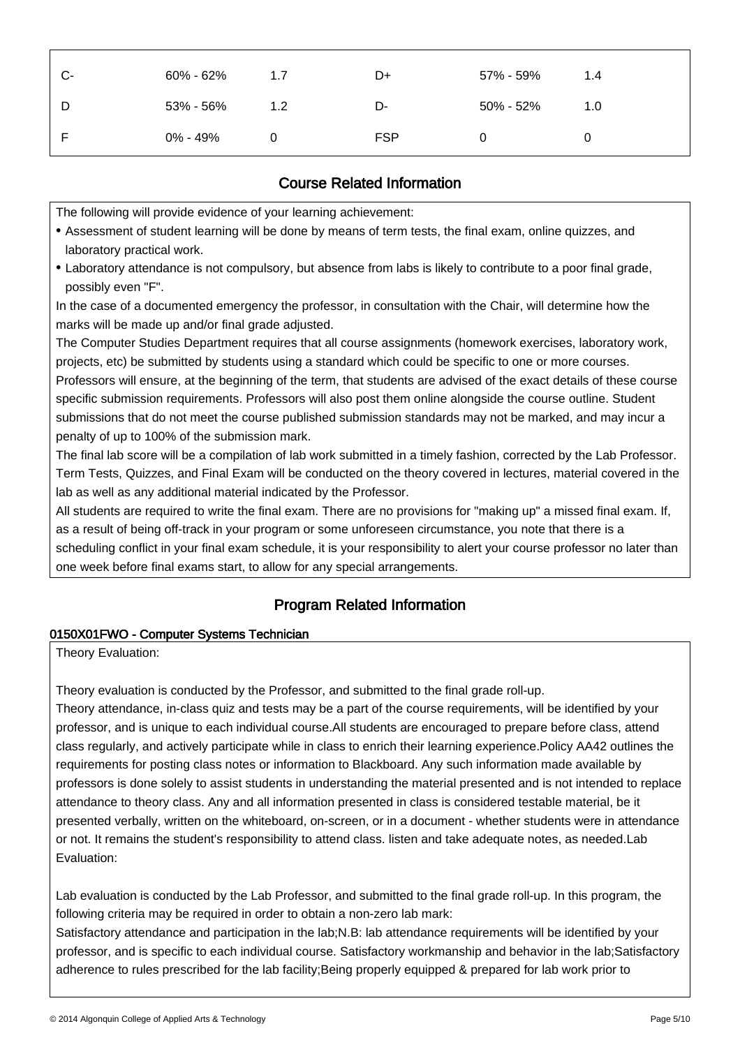| C- | 60% - 62% | 1.7 | D+ | 57% - 59% | 1.4 |
|---|---|---|---|---|---|
| D | 53% - 56% | 1.2 | D- | 50% - 52% | 1.0 |
| F | 0% - 49% | 0 | FSP | 0 | 0 |

## Course Related Information

The following will provide evidence of your learning achievement:

- Assessment of student learning will be done by means of term tests, the final exam, online quizzes, and laboratory practical work.
- Laboratory attendance is not compulsory, but absence from labs is likely to contribute to a poor final grade, possibly even "F".

In the case of a documented emergency the professor, in consultation with the Chair, will determine how the marks will be made up and/or final grade adjusted.

The Computer Studies Department requires that all course assignments (homework exercises, laboratory work, projects, etc) be submitted by students using a standard which could be specific to one or more courses. Professors will ensure, at the beginning of the term, that students are advised of the exact details of these course specific submission requirements. Professors will also post them online alongside the course outline. Student submissions that do not meet the course published submission standards may not be marked, and may incur a penalty of up to 100% of the submission mark.

The final lab score will be a compilation of lab work submitted in a timely fashion, corrected by the Lab Professor. Term Tests, Quizzes, and Final Exam will be conducted on the theory covered in lectures, material covered in the lab as well as any additional material indicated by the Professor.

All students are required to write the final exam. There are no provisions for "making up" a missed final exam. If, as a result of being off-track in your program or some unforeseen circumstance, you note that there is a scheduling conflict in your final exam schedule, it is your responsibility to alert your course professor no later than one week before final exams start, to allow for any special arrangements.

## Program Related Information

### 0150X01FWO - Computer Systems Technician

Theory Evaluation:

Theory evaluation is conducted by the Professor, and submitted to the final grade roll-up.

Theory attendance, in-class quiz and tests may be a part of the course requirements, will be identified by your professor, and is unique to each individual course.All students are encouraged to prepare before class, attend class regularly, and actively participate while in class to enrich their learning experience.Policy AA42 outlines the requirements for posting class notes or information to Blackboard. Any such information made available by professors is done solely to assist students in understanding the material presented and is not intended to replace attendance to theory class. Any and all information presented in class is considered testable material, be it presented verbally, written on the whiteboard, on-screen, or in a document - whether students were in attendance or not. It remains the student's responsibility to attend class. listen and take adequate notes, as needed.Lab Evaluation:

Lab evaluation is conducted by the Lab Professor, and submitted to the final grade roll-up. In this program, the following criteria may be required in order to obtain a non-zero lab mark:

Satisfactory attendance and participation in the lab;N.B: lab attendance requirements will be identified by your professor, and is specific to each individual course. Satisfactory workmanship and behavior in the lab;Satisfactory adherence to rules prescribed for the lab facility;Being properly equipped & prepared for lab work prior to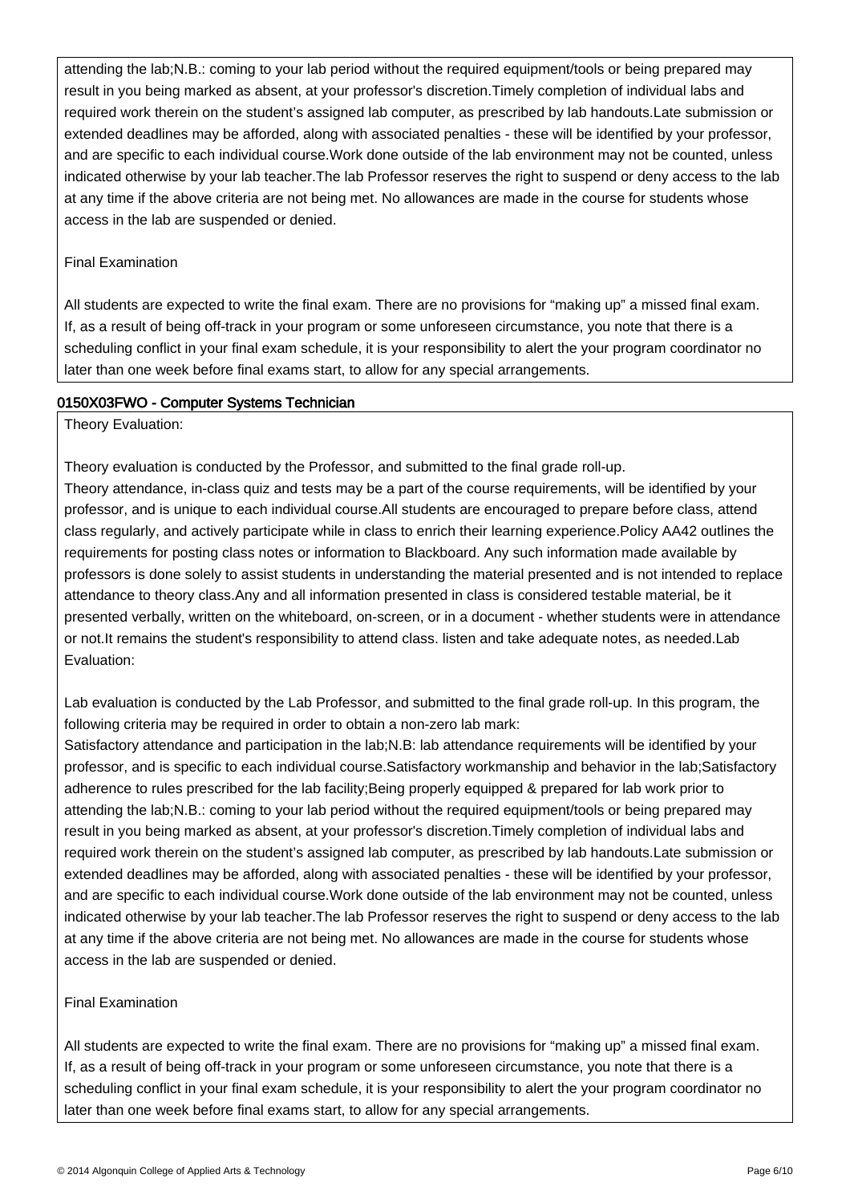attending the lab;N.B.: coming to your lab period without the required equipment/tools or being prepared may result in you being marked as absent, at your professor's discretion.Timely completion of individual labs and required work therein on the student's assigned lab computer, as prescribed by lab handouts.Late submission or extended deadlines may be afforded, along with associated penalties - these will be identified by your professor, and are specific to each individual course.Work done outside of the lab environment may not be counted, unless indicated otherwise by your lab teacher.The lab Professor reserves the right to suspend or deny access to the lab at any time if the above criteria are not being met. No allowances are made in the course for students whose access in the lab are suspended or denied.

Final Examination

All students are expected to write the final exam. There are no provisions for "making up" a missed final exam. If, as a result of being off-track in your program or some unforeseen circumstance, you note that there is a scheduling conflict in your final exam schedule, it is your responsibility to alert the your program coordinator no later than one week before final exams start, to allow for any special arrangements.

### 0150X03FWO - Computer Systems Technician

Theory Evaluation:

Theory evaluation is conducted by the Professor, and submitted to the final grade roll-up.
Theory attendance, in-class quiz and tests may be a part of the course requirements, will be identified by your professor, and is unique to each individual course.All students are encouraged to prepare before class, attend class regularly, and actively participate while in class to enrich their learning experience.Policy AA42 outlines the requirements for posting class notes or information to Blackboard. Any such information made available by professors is done solely to assist students in understanding the material presented and is not intended to replace attendance to theory class.Any and all information presented in class is considered testable material, be it presented verbally, written on the whiteboard, on-screen, or in a document - whether students were in attendance or not.It remains the student's responsibility to attend class. listen and take adequate notes, as needed.Lab Evaluation:

Lab evaluation is conducted by the Lab Professor, and submitted to the final grade roll-up. In this program, the following criteria may be required in order to obtain a non-zero lab mark:
Satisfactory attendance and participation in the lab;N.B: lab attendance requirements will be identified by your professor, and is specific to each individual course.Satisfactory workmanship and behavior in the lab;Satisfactory adherence to rules prescribed for the lab facility;Being properly equipped & prepared for lab work prior to attending the lab;N.B.: coming to your lab period without the required equipment/tools or being prepared may result in you being marked as absent, at your professor's discretion.Timely completion of individual labs and required work therein on the student's assigned lab computer, as prescribed by lab handouts.Late submission or extended deadlines may be afforded, along with associated penalties - these will be identified by your professor, and are specific to each individual course.Work done outside of the lab environment may not be counted, unless indicated otherwise by your lab teacher.The lab Professor reserves the right to suspend or deny access to the lab at any time if the above criteria are not being met. No allowances are made in the course for students whose access in the lab are suspended or denied.

Final Examination

All students are expected to write the final exam. There are no provisions for "making up" a missed final exam. If, as a result of being off-track in your program or some unforeseen circumstance, you note that there is a scheduling conflict in your final exam schedule, it is your responsibility to alert the your program coordinator no later than one week before final exams start, to allow for any special arrangements.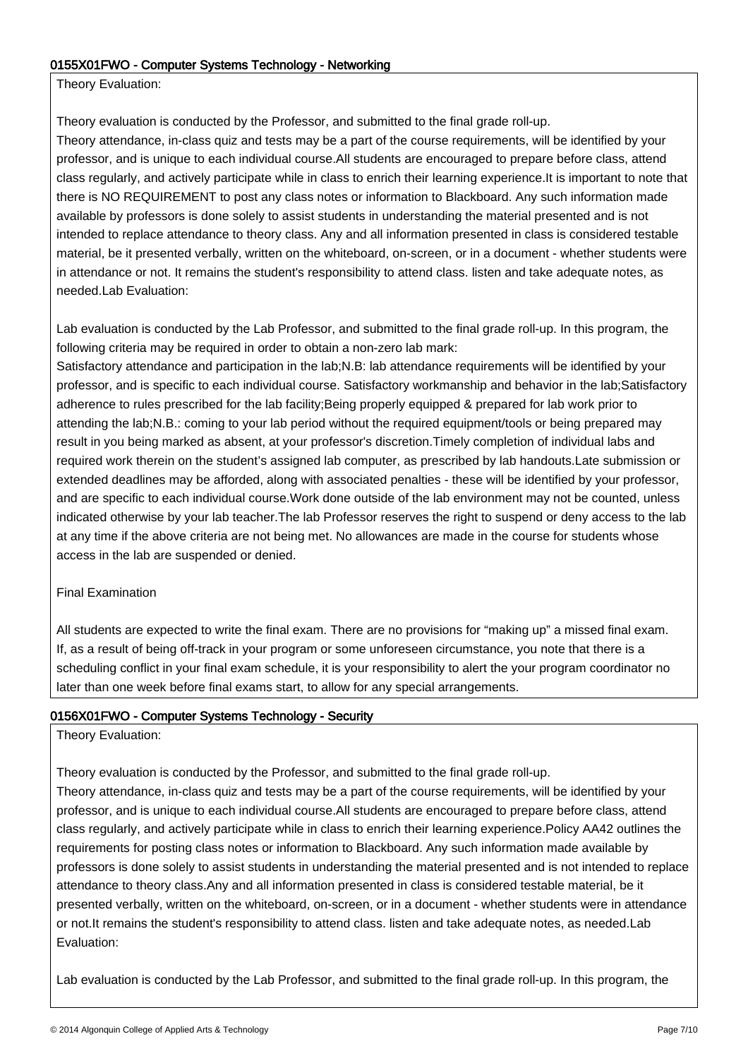## 0155X01FWO - Computer Systems Technology - Networking

Theory Evaluation:

Theory evaluation is conducted by the Professor, and submitted to the final grade roll-up.
Theory attendance, in-class quiz and tests may be a part of the course requirements, will be identified by your professor, and is unique to each individual course.All students are encouraged to prepare before class, attend class regularly, and actively participate while in class to enrich their learning experience.It is important to note that there is NO REQUIREMENT to post any class notes or information to Blackboard. Any such information made available by professors is done solely to assist students in understanding the material presented and is not intended to replace attendance to theory class. Any and all information presented in class is considered testable material, be it presented verbally, written on the whiteboard, on-screen, or in a document - whether students were in attendance or not. It remains the student's responsibility to attend class. listen and take adequate notes, as needed.Lab Evaluation:

Lab evaluation is conducted by the Lab Professor, and submitted to the final grade roll-up. In this program, the following criteria may be required in order to obtain a non-zero lab mark:
Satisfactory attendance and participation in the lab;N.B: lab attendance requirements will be identified by your professor, and is specific to each individual course. Satisfactory workmanship and behavior in the lab;Satisfactory adherence to rules prescribed for the lab facility;Being properly equipped & prepared for lab work prior to attending the lab;N.B.: coming to your lab period without the required equipment/tools or being prepared may result in you being marked as absent, at your professor's discretion.Timely completion of individual labs and required work therein on the student's assigned lab computer, as prescribed by lab handouts.Late submission or extended deadlines may be afforded, along with associated penalties - these will be identified by your professor, and are specific to each individual course.Work done outside of the lab environment may not be counted, unless indicated otherwise by your lab teacher.The lab Professor reserves the right to suspend or deny access to the lab at any time if the above criteria are not being met. No allowances are made in the course for students whose access in the lab are suspended or denied.

Final Examination

All students are expected to write the final exam. There are no provisions for “making up” a missed final exam. If, as a result of being off-track in your program or some unforeseen circumstance, you note that there is a scheduling conflict in your final exam schedule, it is your responsibility to alert the your program coordinator no later than one week before final exams start, to allow for any special arrangements.

## 0156X01FWO - Computer Systems Technology - Security

Theory Evaluation:

Theory evaluation is conducted by the Professor, and submitted to the final grade roll-up.
Theory attendance, in-class quiz and tests may be a part of the course requirements, will be identified by your professor, and is unique to each individual course.All students are encouraged to prepare before class, attend class regularly, and actively participate while in class to enrich their learning experience.Policy AA42 outlines the requirements for posting class notes or information to Blackboard. Any such information made available by professors is done solely to assist students in understanding the material presented and is not intended to replace attendance to theory class.Any and all information presented in class is considered testable material, be it presented verbally, written on the whiteboard, on-screen, or in a document - whether students were in attendance or not.It remains the student's responsibility to attend class. listen and take adequate notes, as needed.Lab Evaluation:

Lab evaluation is conducted by the Lab Professor, and submitted to the final grade roll-up. In this program, the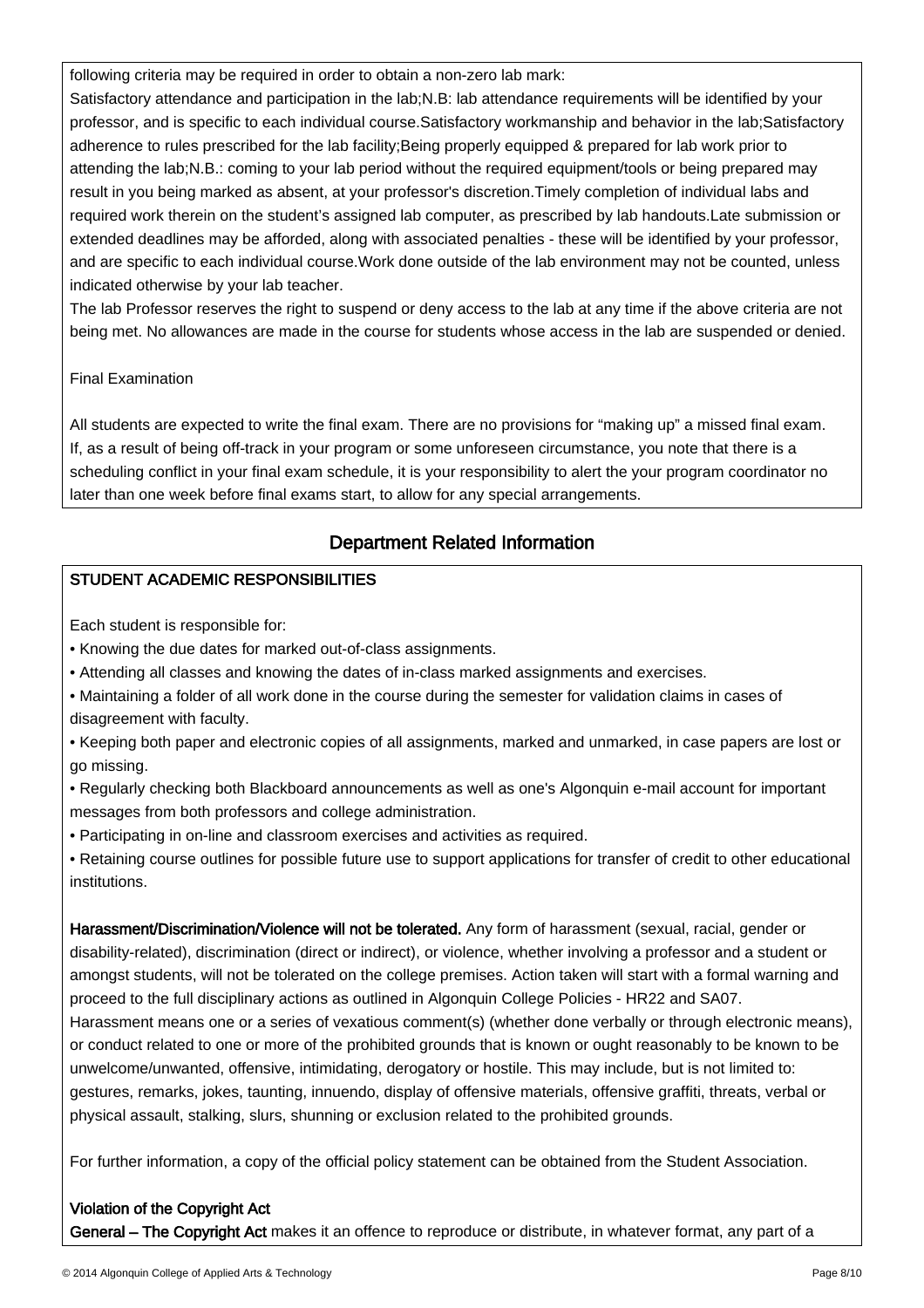following criteria may be required in order to obtain a non-zero lab mark:

Satisfactory attendance and participation in the lab;N.B: lab attendance requirements will be identified by your professor, and is specific to each individual course.Satisfactory workmanship and behavior in the lab;Satisfactory adherence to rules prescribed for the lab facility;Being properly equipped & prepared for lab work prior to attending the lab;N.B.: coming to your lab period without the required equipment/tools or being prepared may result in you being marked as absent, at your professor's discretion.Timely completion of individual labs and required work therein on the student's assigned lab computer, as prescribed by lab handouts.Late submission or extended deadlines may be afforded, along with associated penalties - these will be identified by your professor, and are specific to each individual course.Work done outside of the lab environment may not be counted, unless indicated otherwise by your lab teacher.

The lab Professor reserves the right to suspend or deny access to the lab at any time if the above criteria are not being met. No allowances are made in the course for students whose access in the lab are suspended or denied.

Final Examination

All students are expected to write the final exam. There are no provisions for "making up" a missed final exam. If, as a result of being off-track in your program or some unforeseen circumstance, you note that there is a scheduling conflict in your final exam schedule, it is your responsibility to alert the your program coordinator no later than one week before final exams start, to allow for any special arrangements.

## Department Related Information

### STUDENT ACADEMIC RESPONSIBILITIES

Each student is responsible for:

- Knowing the due dates for marked out-of-class assignments.
- Attending all classes and knowing the dates of in-class marked assignments and exercises.
- Maintaining a folder of all work done in the course during the semester for validation claims in cases of disagreement with faculty.
- Keeping both paper and electronic copies of all assignments, marked and unmarked, in case papers are lost or go missing.
- Regularly checking both Blackboard announcements as well as one's Algonquin e-mail account for important messages from both professors and college administration.
- Participating in on-line and classroom exercises and activities as required.
- Retaining course outlines for possible future use to support applications for transfer of credit to other educational institutions.

**Harassment/Discrimination/Violence will not be tolerated.** Any form of harassment (sexual, racial, gender or disability-related), discrimination (direct or indirect), or violence, whether involving a professor and a student or amongst students, will not be tolerated on the college premises. Action taken will start with a formal warning and proceed to the full disciplinary actions as outlined in Algonquin College Policies - HR22 and SA07.
Harassment means one or a series of vexatious comment(s) (whether done verbally or through electronic means), or conduct related to one or more of the prohibited grounds that is known or ought reasonably to be known to be unwelcome/unwanted, offensive, intimidating, derogatory or hostile. This may include, but is not limited to: gestures, remarks, jokes, taunting, innuendo, display of offensive materials, offensive graffiti, threats, verbal or physical assault, stalking, slurs, shunning or exclusion related to the prohibited grounds.

For further information, a copy of the official policy statement can be obtained from the Student Association.

**Violation of the Copyright Act**

**General – The Copyright Act** makes it an offence to reproduce or distribute, in whatever format, any part of a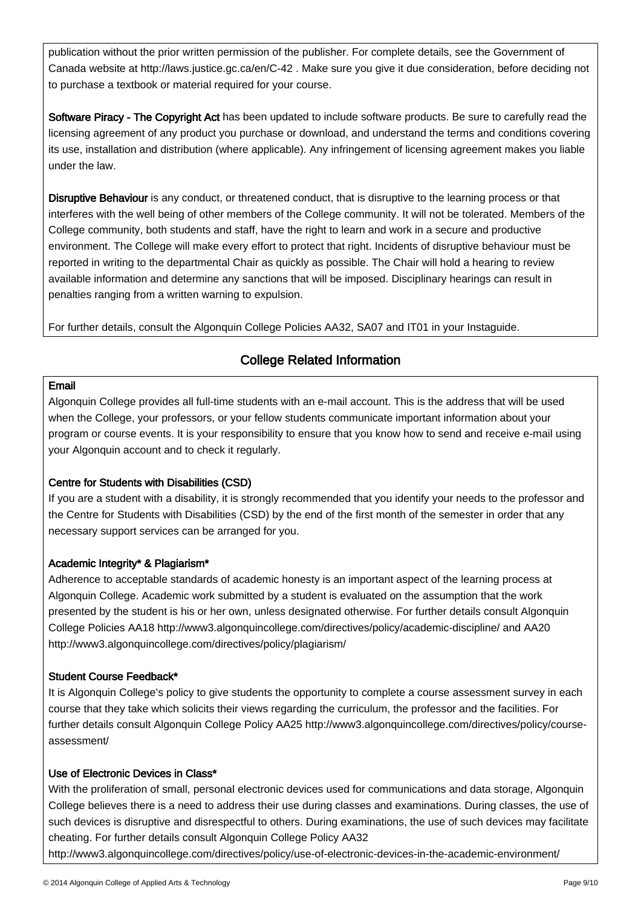publication without the prior written permission of the publisher. For complete details, see the Government of Canada website at http://laws.justice.gc.ca/en/C-42 . Make sure you give it due consideration, before deciding not to purchase a textbook or material required for your course.

**Software Piracy - The Copyright Act** has been updated to include software products. Be sure to carefully read the licensing agreement of any product you purchase or download, and understand the terms and conditions covering its use, installation and distribution (where applicable). Any infringement of licensing agreement makes you liable under the law.

**Disruptive Behaviour** is any conduct, or threatened conduct, that is disruptive to the learning process or that interferes with the well being of other members of the College community. It will not be tolerated. Members of the College community, both students and staff, have the right to learn and work in a secure and productive environment. The College will make every effort to protect that right. Incidents of disruptive behaviour must be reported in writing to the departmental Chair as quickly as possible. The Chair will hold a hearing to review available information and determine any sanctions that will be imposed. Disciplinary hearings can result in penalties ranging from a written warning to expulsion.

For further details, consult the Algonquin College Policies AA32, SA07 and IT01 in your Instaguide.

## College Related Information

### Email

Algonquin College provides all full-time students with an e-mail account. This is the address that will be used when the College, your professors, or your fellow students communicate important information about your program or course events. It is your responsibility to ensure that you know how to send and receive e-mail using your Algonquin account and to check it regularly.

### Centre for Students with Disabilities (CSD)

If you are a student with a disability, it is strongly recommended that you identify your needs to the professor and the Centre for Students with Disabilities (CSD) by the end of the first month of the semester in order that any necessary support services can be arranged for you.

### Academic Integrity* & Plagiarism*

Adherence to acceptable standards of academic honesty is an important aspect of the learning process at Algonquin College. Academic work submitted by a student is evaluated on the assumption that the work presented by the student is his or her own, unless designated otherwise. For further details consult Algonquin College Policies AA18 http://www3.algonquincollege.com/directives/policy/academic-discipline/ and AA20 http://www3.algonquincollege.com/directives/policy/plagiarism/

### Student Course Feedback*

It is Algonquin College's policy to give students the opportunity to complete a course assessment survey in each course that they take which solicits their views regarding the curriculum, the professor and the facilities. For further details consult Algonquin College Policy AA25 http://www3.algonquincollege.com/directives/policy/course-assessment/

### Use of Electronic Devices in Class*

With the proliferation of small, personal electronic devices used for communications and data storage, Algonquin College believes there is a need to address their use during classes and examinations. During classes, the use of such devices is disruptive and disrespectful to others. During examinations, the use of such devices may facilitate cheating. For further details consult Algonquin College Policy AA32 http://www3.algonquincollege.com/directives/policy/use-of-electronic-devices-in-the-academic-environment/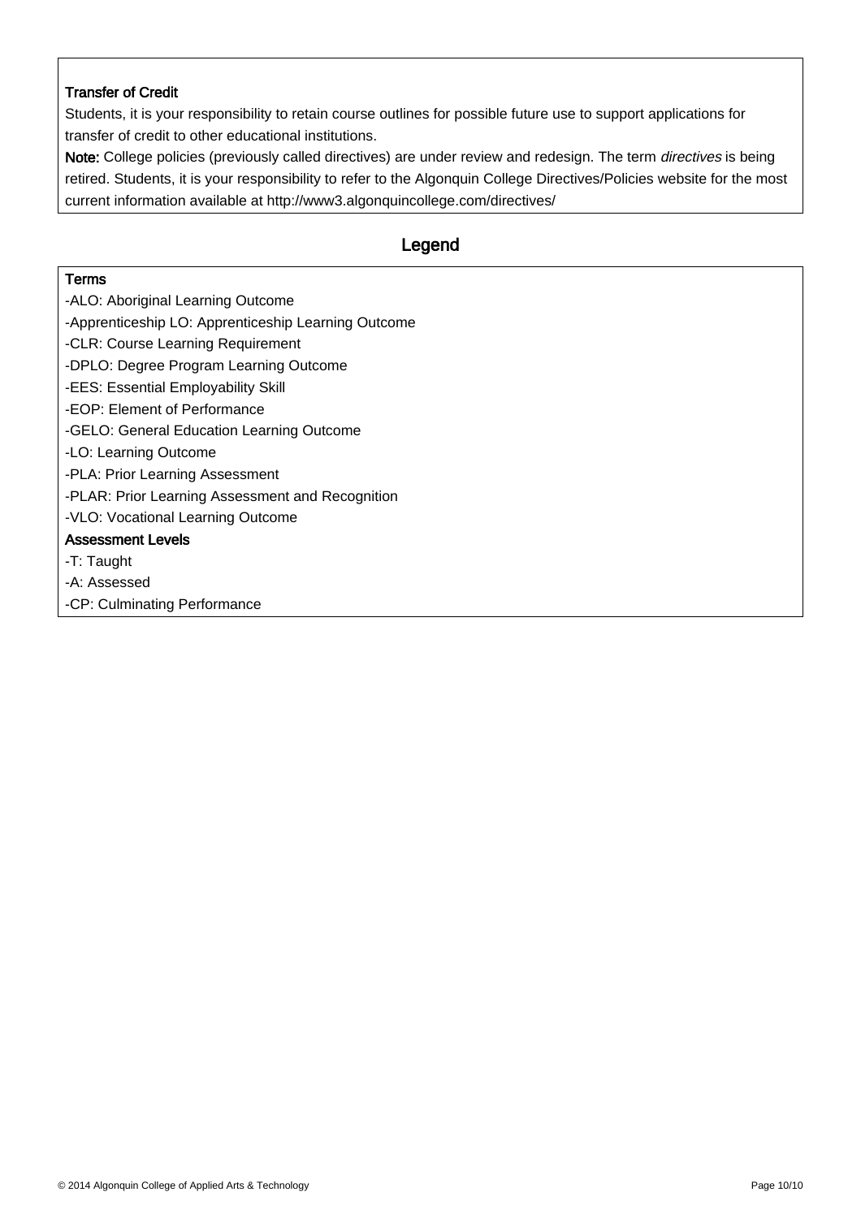**Transfer of Credit**

Students, it is your responsibility to retain course outlines for possible future use to support applications for transfer of credit to other educational institutions.

**Note:** College policies (previously called directives) are under review and redesign. The term *directives* is being retired. Students, it is your responsibility to refer to the Algonquin College Directives/Policies website for the most current information available at http://www3.algonquincollege.com/directives/

## Legend

**Terms**

-ALO: Aboriginal Learning Outcome
-Apprenticeship LO: Apprenticeship Learning Outcome
-CLR: Course Learning Requirement
-DPLO: Degree Program Learning Outcome
-EES: Essential Employability Skill
-EOP: Element of Performance
-GELO: General Education Learning Outcome
-LO: Learning Outcome
-PLA: Prior Learning Assessment
-PLAR: Prior Learning Assessment and Recognition
-VLO: Vocational Learning Outcome

**Assessment Levels**

-T: Taught
-A: Assessed
-CP: Culminating Performance